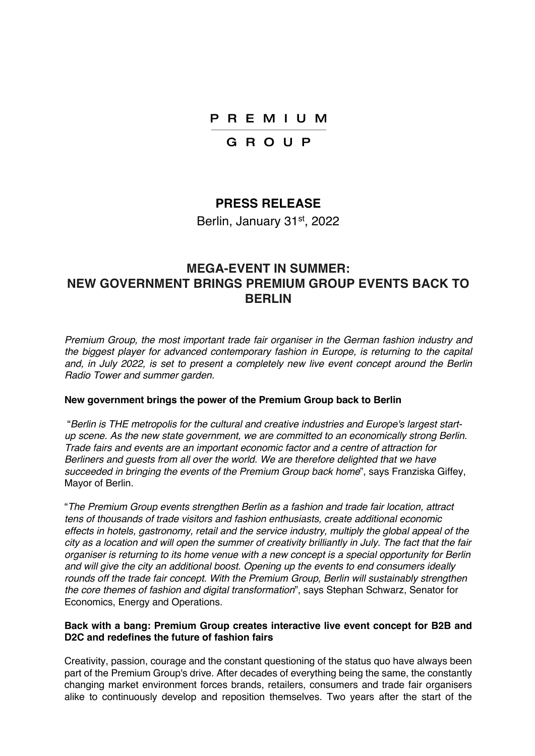PREMIUM

GROUP

# PRESS RELEASE

Berlin, January 31st, 2022

## MEGA-EVENT IN SUMMER: NEW GOVERNMENT BRINGS PREMIUM GROUP EVENTS BACK TO BERLIN

*Premium Group, the most important trade fair organiser in the German fashion industry and the biggest player for advanced contemporary fashion in Europe, is returning to the capital and, in July 2022, is set to present a completely new live event concept around the Berlin Radio Tower and summer garden.*

**New government brings the power of the Premium Group back to Berlin**

"*Berlin is THE metropolis for the cultural and creative industries and Europe's largest start-up scene. As the new state government, we are committed to an economically strong Berlin. Trade fairs and events are an important economic factor and a centre of attraction for Berliners and guests from all over the world. We are therefore delighted that we have succeeded in bringing the events of the Premium Group back home*", says Franziska Giffey, Mayor of Berlin.

"*The Premium Group events strengthen Berlin as a fashion and trade fair location, attract tens of thousands of trade visitors and fashion enthusiasts, create additional economic effects in hotels, gastronomy, retail and the service industry, multiply the global appeal of the city as a location and will open the summer of creativity brilliantly in July. The fact that the fair organiser is returning to its home venue with a new concept is a special opportunity for Berlin and will give the city an additional boost. Opening up the events to end consumers ideally rounds off the trade fair concept. With the Premium Group, Berlin will sustainably strengthen the core themes of fashion and digital transformation*", says Stephan Schwarz, Senator for Economics, Energy and Operations.

**Back with a bang: Premium Group creates interactive live event concept for B2B and D2C and redefines the future of fashion fairs**

Creativity, passion, courage and the constant questioning of the status quo have always been part of the Premium Group's drive. After decades of everything being the same, the constantly changing market environment forces brands, retailers, consumers and trade fair organisers alike to continuously develop and reposition themselves. Two years after the start of the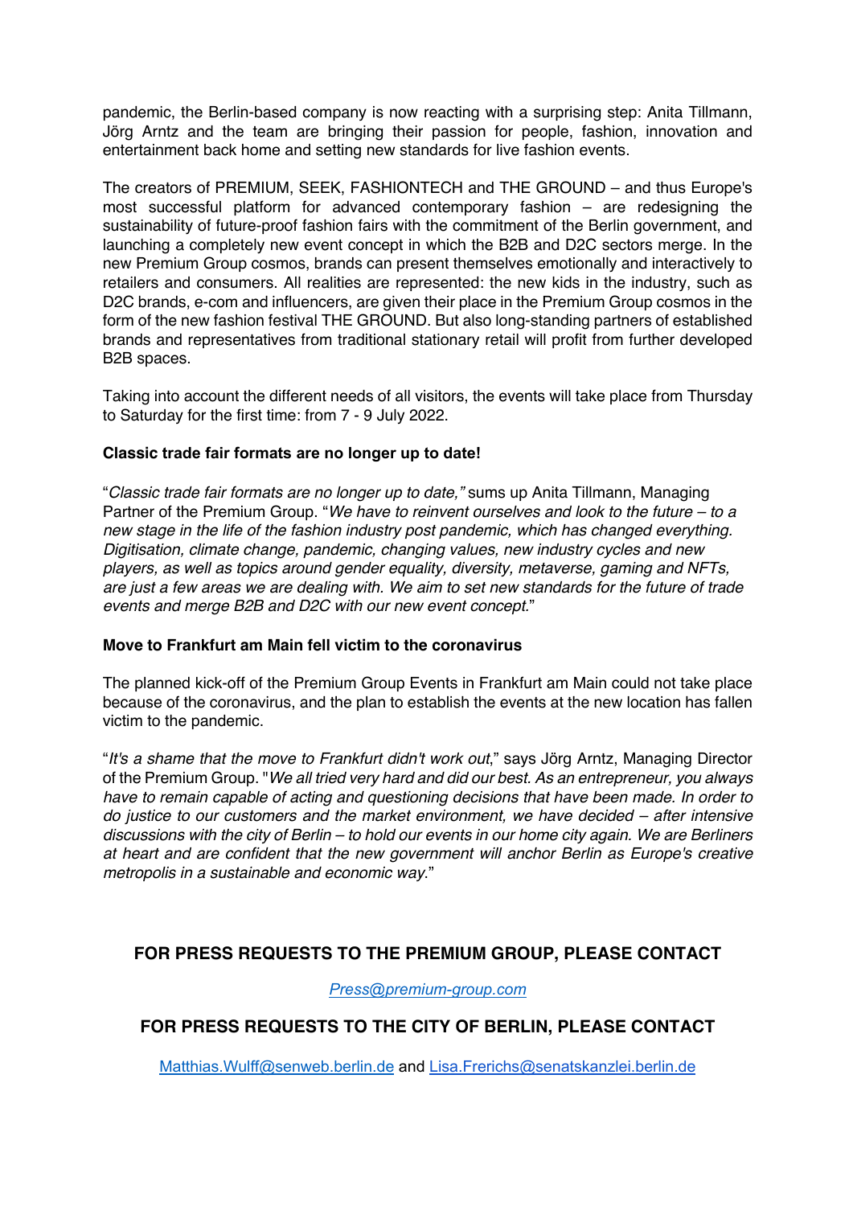pandemic, the Berlin-based company is now reacting with a surprising step: Anita Tillmann, Jörg Arntz and the team are bringing their passion for people, fashion, innovation and entertainment back home and setting new standards for live fashion events.

The creators of PREMIUM, SEEK, FASHIONTECH and THE GROUND – and thus Europe's most successful platform for advanced contemporary fashion – are redesigning the sustainability of future-proof fashion fairs with the commitment of the Berlin government, and launching a completely new event concept in which the B2B and D2C sectors merge. In the new Premium Group cosmos, brands can present themselves emotionally and interactively to retailers and consumers. All realities are represented: the new kids in the industry, such as D2C brands, e-com and influencers, are given their place in the Premium Group cosmos in the form of the new fashion festival THE GROUND. But also long-standing partners of established brands and representatives from traditional stationary retail will profit from further developed B2B spaces.

Taking into account the different needs of all visitors, the events will take place from Thursday to Saturday for the first time: from 7 - 9 July 2022.

**Classic trade fair formats are no longer up to date!**

"*Classic trade fair formats are no longer up to date,"* sums up Anita Tillmann, Managing Partner of the Premium Group. "*We have to reinvent ourselves and look to the future – to a new stage in the life of the fashion industry post pandemic, which has changed everything. Digitisation, climate change, pandemic, changing values, new industry cycles and new players, as well as topics around gender equality, diversity, metaverse, gaming and NFTs, are just a few areas we are dealing with. We aim to set new standards for the future of trade events and merge B2B and D2C with our new event concept.*"

**Move to Frankfurt am Main fell victim to the coronavirus**

The planned kick-off of the Premium Group Events in Frankfurt am Main could not take place because of the coronavirus, and the plan to establish the events at the new location has fallen victim to the pandemic.

"*It's a shame that the move to Frankfurt didn't work out*," says Jörg Arntz, Managing Director of the Premium Group. "*We all tried very hard and did our best. As an entrepreneur, you always have to remain capable of acting and questioning decisions that have been made. In order to do justice to our customers and the market environment, we have decided – after intensive discussions with the city of Berlin – to hold our events in our home city again. We are Berliners at heart and are confident that the new government will anchor Berlin as Europe's creative metropolis in a sustainable and economic way*."

**FOR PRESS REQUESTS TO THE PREMIUM GROUP, PLEASE CONTACT**

*Press@premium-group.com*

**FOR PRESS REQUESTS TO THE CITY OF BERLIN, PLEASE CONTACT**

Matthias.Wulff@senweb.berlin.de and Lisa.Frerichs@senatskanzlei.berlin.de